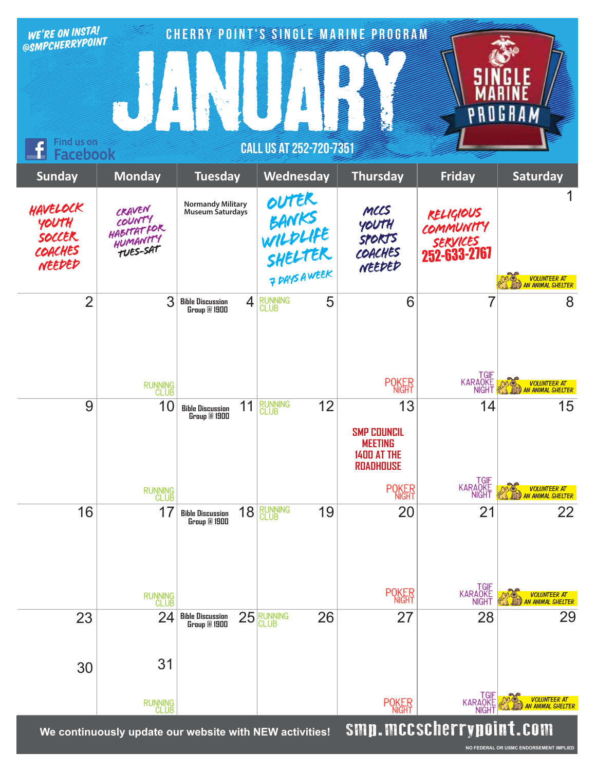WE'RE ON INSTA! @SMPCHERRYPOINT

CHERRY POINT'S SINGLE MARINE PROGRAM

# JANUARY

SINGLE MARINE PROGRAM

Find us on Facebook

CALL US AT 252-720-7351

| Sunday | Monday | Tuesday | Wednesday | Thursday | Friday | Saturday |
|---|---|---|---|---|---|---|
| HAVELOCK YOUTH SOCCER COACHES NEEDED | CRAVEN COUNTY HABITAT FOR HUMANITY TUES-SAT | Normandy Military Museum Saturdays | OUTER BANKS WILDLIFE SHELTER 7 DAYS A WEEK | MCCS YOUTH SPORTS COACHES NEEDED | RELIGIOUS COMMUNITY SERVICES 252-633-2767 | 1 VOLUNTEER AT AN ANIMAL SHELTER |
| 2 | 3 RUNNING CLUB | 4 Bible Discussion Group @ 1900 | 5 RUNNING CLUB | 6 POKER NIGHT | 7 TGIF KARAOKE NIGHT | 8 VOLUNTEER AT AN ANIMAL SHELTER |
| 9 | 10 RUNNING CLUB | 11 Bible Discussion Group @ 1900 | 12 RUNNING CLUB | 13 SMP COUNCIL MEETING 1400 AT THE ROADHOUSE; POKER NIGHT | 14 TGIF KARAOKE NIGHT | 15 VOLUNTEER AT AN ANIMAL SHELTER |
| 16 | 17 RUNNING CLUB | 18 Bible Discussion Group @ 1900 | 19 RUNNING CLUB | 20 POKER NIGHT | 21 TGIF KARAOKE NIGHT | 22 VOLUNTEER AT AN ANIMAL SHELTER |
| 23 / 30 | 24 / 31 RUNNING CLUB | 25 Bible Discussion Group @ 1900 | 26 RUNNING CLUB | 27 POKER NIGHT | 28 TGIF KARAOKE NIGHT | 29 VOLUNTEER AT AN ANIMAL SHELTER |

We continuously update our website with NEW activities! smp.mccscherrypoint.com

NO FEDERAL OR USMC ENDORSEMENT IMPLIED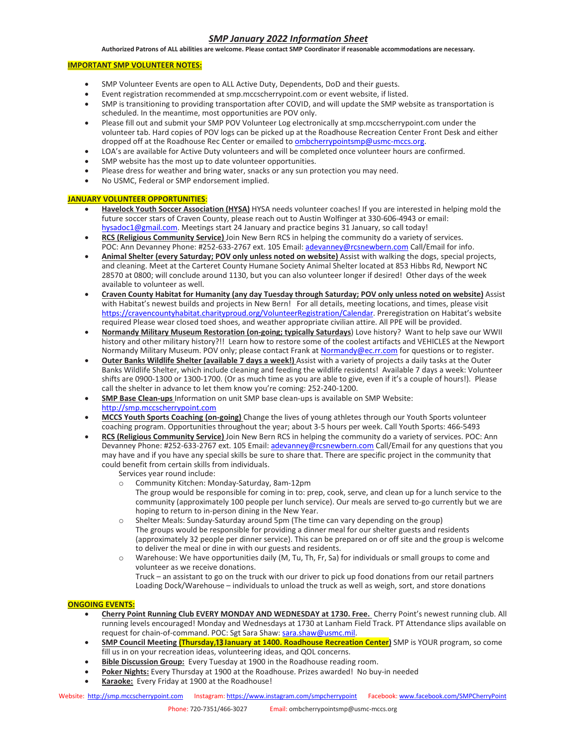## *SMP January 2022 Information Sheet*

**Authorized Patrons of ALL abilities are welcome. Please contact SMP Coordinator if reasonable accommodations are necessary.**

**IMPORTANT SMP VOLUNTEER NOTES:**

- SMP Volunteer Events are open to ALL Active Duty, Dependents, DoD and their guests.
- Event registration recommended at smp.mccscherrypoint.com or event website, if listed.
- SMP is transitioning to providing transportation after COVID, and will update the SMP website as transportation is scheduled. In the meantime, most opportunities are POV only.
- Please fill out and submit your SMP POV Volunteer Log electronically at smp.mccscherrypoint.com under the volunteer tab. Hard copies of POV logs can be picked up at the Roadhouse Recreation Center Front Desk and either dropped off at the Roadhouse Rec Center or emailed to ombcherrypointsmp@usmc-mccs.org.
- LOA's are available for Active Duty volunteers and will be completed once volunteer hours are confirmed.
- SMP website has the most up to date volunteer opportunities.
- Please dress for weather and bring water, snacks or any sun protection you may need.
- No USMC, Federal or SMP endorsement implied.

**JANUARY VOLUNTEER OPPORTUNITIES**:

- **Havelock Youth Soccer Association (HYSA)** HYSA needs volunteer coaches! If you are interested in helping mold the future soccer stars of Craven County, please reach out to Austin Wolfinger at 330-606-4943 or email: hysadoc1@gmail.com. Meetings start 24 January and practice begins 31 January, so call today!
- **RCS (Religious Community Service)** Join New Bern RCS in helping the community do a variety of services. POC: Ann Devanney Phone: #252-633-2767 ext. 105 Email: adevanney@rcsnewbern.com Call/Email for info.
- **Animal Shelter (every Saturday; POV only unless noted on website)** Assist with walking the dogs, special projects, and cleaning. Meet at the Carteret County Humane Society Animal Shelter located at 853 Hibbs Rd, Newport NC 28570 at 0800; will conclude around 1130, but you can also volunteer longer if desired! Other days of the week available to volunteer as well.
- **Craven County Habitat for Humanity (any day Tuesday through Saturday; POV only unless noted on website)** Assist with Habitat's newest builds and projects in New Bern! For all details, meeting locations, and times, please visit https://cravencountyhabitat.charityproud.org/VolunteerRegistration/Calendar. Preregistration on Habitat's website required Please wear closed toed shoes, and weather appropriate civilian attire. All PPE will be provided.
- **Normandy Military Museum Restoration (on-going; typically Saturdays**) Love history? Want to help save our WWII history and other military history?!! Learn how to restore some of the coolest artifacts and VEHICLES at the Newport Normandy Military Museum. POV only; please contact Frank at Normandy@ec.rr.com for questions or to register.
- **Outer Banks Wildlife Shelter (available 7 days a week!)** Assist with a variety of projects a daily tasks at the Outer Banks Wildlife Shelter, which include cleaning and feeding the wildlife residents! Available 7 days a week: Volunteer shifts are 0900-1300 or 1300-1700. (Or as much time as you are able to give, even if it's a couple of hours!). Please call the shelter in advance to let them know you're coming: 252-240-1200.
- **SMP Base Clean-ups** Information on unit SMP base clean-ups is available on SMP Website: http://smp.mccscherrypoint.com
- **MCCS Youth Sports Coaching (on-going)** Change the lives of young athletes through our Youth Sports volunteer coaching program. Opportunities throughout the year; about 3-5 hours per week. Call Youth Sports: 466-5493
- **RCS (Religious Community Service)** Join New Bern RCS in helping the community do a variety of services. POC: Ann Devanney Phone: #252-633-2767 ext. 105 Email: adevanney@rcsnewbern.com Call/Email for any questions that you may have and if you have any special skills be sure to share that. There are specific project in the community that could benefit from certain skills from individuals.

  Services year round include:
  - Community Kitchen: Monday-Saturday, 8am-12pm
    The group would be responsible for coming in to: prep, cook, serve, and clean up for a lunch service to the community (approximately 100 people per lunch service). Our meals are served to-go currently but we are hoping to return to in-person dining in the New Year.
  - Shelter Meals: Sunday-Saturday around 5pm (The time can vary depending on the group)
    The groups would be responsible for providing a dinner meal for our shelter guests and residents (approximately 32 people per dinner service). This can be prepared on or off site and the group is welcome to deliver the meal or dine in with our guests and residents.
  - Warehouse: We have opportunities daily (M, Tu, Th, Fr, Sa) for individuals or small groups to come and volunteer as we receive donations.
    Truck – an assistant to go on the truck with our driver to pick up food donations from our retail partners
    Loading Dock/Warehouse – individuals to unload the truck as well as weigh, sort, and store donations

**ONGOING EVENTS:**

- **Cherry Point Running Club EVERY MONDAY AND WEDNESDAY at 1730. Free.** Cherry Point's newest running club. All running levels encouraged! Monday and Wednesdays at 1730 at Lanham Field Track. PT Attendance slips available on request for chain-of-command. POC: Sgt Sara Shaw: sara.shaw@usmc.mil.
- **SMP Council Meeting (Thursday, 13 January at 1400. Roadhouse Recreation Center)** SMP is YOUR program, so come fill us in on your recreation ideas, volunteering ideas, and QOL concerns.
- **Bible Discussion Group:** Every Tuesday at 1900 in the Roadhouse reading room.
- **Poker Nights:** Every Thursday at 1900 at the Roadhouse. Prizes awarded! No buy-in needed
- **Karaoke:** Every Friday at 1900 at the Roadhouse!

Website: http://smp.mccscherrypoint.com Instagram: https://www.instagram.com/smpcherrypoint Facebook: www.facebook.com/SMPCherryPoint

Phone: 720-7351/466-3027 Email: ombcherrypointsmp@usmc-mccs.org